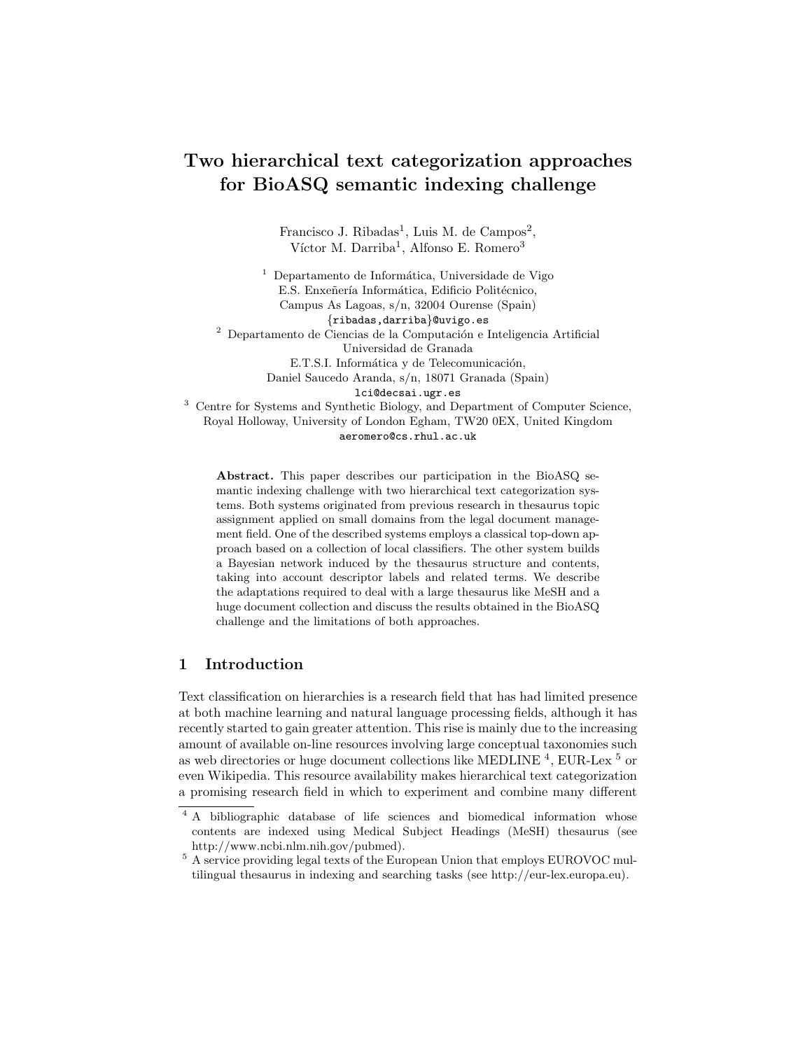# Two hierarchical text categorization approaches for BioASQ semantic indexing challenge

Francisco J. Ribadas[1], Luis M. de Campos[2], Víctor M. Darriba[1], Alfonso E. Romero[3]

[1] Departamento de Informática, Universidade de Vigo
E.S. Enxeñería Informática, Edificio Politécnico,
Campus As Lagoas, s/n, 32004 Ourense (Spain)
{ribadas,darriba}@uvigo.es

[2] Departamento de Ciencias de la Computación e Inteligencia Artificial
Universidad de Granada
E.T.S.I. Informática y de Telecomunicación,
Daniel Saucedo Aranda, s/n, 18071 Granada (Spain)
lci@decsai.ugr.es

[3] Centre for Systems and Synthetic Biology, and Department of Computer Science,
Royal Holloway, University of London Egham, TW20 0EX, United Kingdom
aeromero@cs.rhul.ac.uk

**Abstract.** This paper describes our participation in the BioASQ semantic indexing challenge with two hierarchical text categorization systems. Both systems originated from previous research in thesaurus topic assignment applied on small domains from the legal document management field. One of the described systems employs a classical top-down approach based on a collection of local classifiers. The other system builds a Bayesian network induced by the thesaurus structure and contents, taking into account descriptor labels and related terms. We describe the adaptations required to deal with a large thesaurus like MeSH and a huge document collection and discuss the results obtained in the BioASQ challenge and the limitations of both approaches.

## 1 Introduction

Text classification on hierarchies is a research field that has had limited presence at both machine learning and natural language processing fields, although it has recently started to gain greater attention. This rise is mainly due to the increasing amount of available on-line resources involving large conceptual taxonomies such as web directories or huge document collections like MEDLINE [4], EUR-Lex [5] or even Wikipedia. This resource availability makes hierarchical text categorization a promising research field in which to experiment and combine many different

[4] A bibliographic database of life sciences and biomedical information whose contents are indexed using Medical Subject Headings (MeSH) thesaurus (see http://www.ncbi.nlm.nih.gov/pubmed).

[5] A service providing legal texts of the European Union that employs EUROVOC multilingual thesaurus in indexing and searching tasks (see http://eur-lex.europa.eu).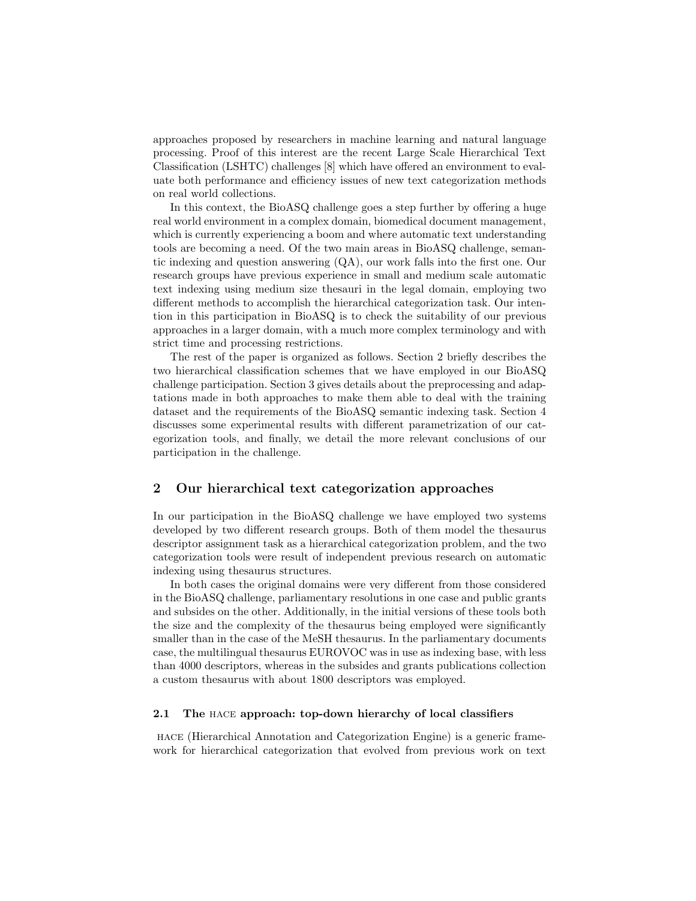approaches proposed by researchers in machine learning and natural language processing. Proof of this interest are the recent Large Scale Hierarchical Text Classification (LSHTC) challenges [8] which have offered an environment to evaluate both performance and efficiency issues of new text categorization methods on real world collections.

In this context, the BioASQ challenge goes a step further by offering a huge real world environment in a complex domain, biomedical document management, which is currently experiencing a boom and where automatic text understanding tools are becoming a need. Of the two main areas in BioASQ challenge, semantic indexing and question answering (QA), our work falls into the first one. Our research groups have previous experience in small and medium scale automatic text indexing using medium size thesauri in the legal domain, employing two different methods to accomplish the hierarchical categorization task. Our intention in this participation in BioASQ is to check the suitability of our previous approaches in a larger domain, with a much more complex terminology and with strict time and processing restrictions.

The rest of the paper is organized as follows. Section 2 briefly describes the two hierarchical classification schemes that we have employed in our BioASQ challenge participation. Section 3 gives details about the preprocessing and adaptations made in both approaches to make them able to deal with the training dataset and the requirements of the BioASQ semantic indexing task. Section 4 discusses some experimental results with different parametrization of our categorization tools, and finally, we detail the more relevant conclusions of our participation in the challenge.

## 2 Our hierarchical text categorization approaches

In our participation in the BioASQ challenge we have employed two systems developed by two different research groups. Both of them model the thesaurus descriptor assignment task as a hierarchical categorization problem, and the two categorization tools were result of independent previous research on automatic indexing using thesaurus structures.

In both cases the original domains were very different from those considered in the BioASQ challenge, parliamentary resolutions in one case and public grants and subsides on the other. Additionally, in the initial versions of these tools both the size and the complexity of the thesaurus being employed were significantly smaller than in the case of the MeSH thesaurus. In the parliamentary documents case, the multilingual thesaurus EUROVOC was in use as indexing base, with less than 4000 descriptors, whereas in the subsides and grants publications collection a custom thesaurus with about 1800 descriptors was employed.

### 2.1 The HACE approach: top-down hierarchy of local classifiers

HACE (Hierarchical Annotation and Categorization Engine) is a generic framework for hierarchical categorization that evolved from previous work on text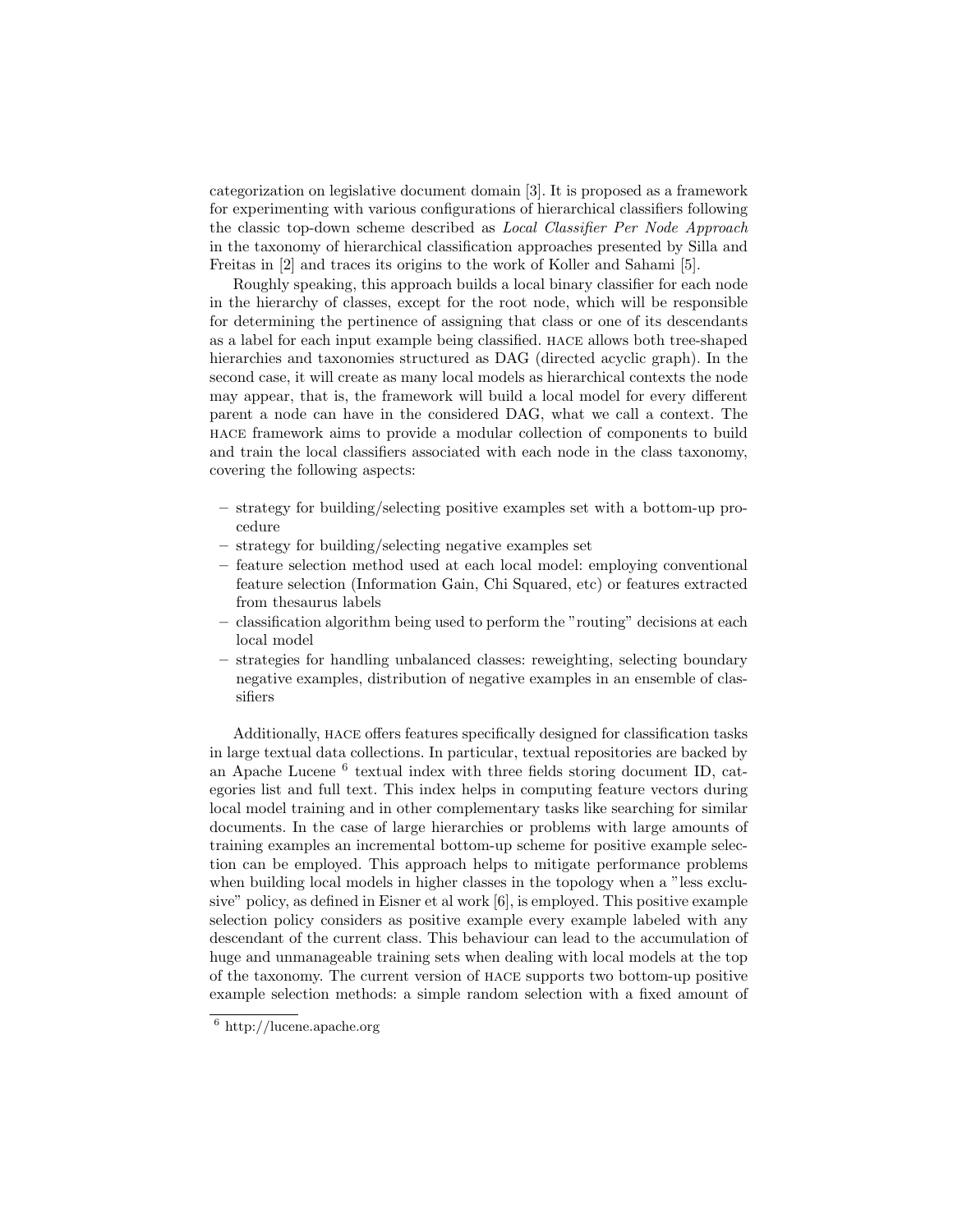categorization on legislative document domain [3]. It is proposed as a framework for experimenting with various configurations of hierarchical classifiers following the classic top-down scheme described as *Local Classifier Per Node Approach* in the taxonomy of hierarchical classification approaches presented by Silla and Freitas in [2] and traces its origins to the work of Koller and Sahami [5].

Roughly speaking, this approach builds a local binary classifier for each node in the hierarchy of classes, except for the root node, which will be responsible for determining the pertinence of assigning that class or one of its descendants as a label for each input example being classified. HACE allows both tree-shaped hierarchies and taxonomies structured as DAG (directed acyclic graph). In the second case, it will create as many local models as hierarchical contexts the node may appear, that is, the framework will build a local model for every different parent a node can have in the considered DAG, what we call a context. The HACE framework aims to provide a modular collection of components to build and train the local classifiers associated with each node in the class taxonomy, covering the following aspects:

- strategy for building/selecting positive examples set with a bottom-up procedure
- strategy for building/selecting negative examples set
- feature selection method used at each local model: employing conventional feature selection (Information Gain, Chi Squared, etc) or features extracted from thesaurus labels
- classification algorithm being used to perform the "routing" decisions at each local model
- strategies for handling unbalanced classes: reweighting, selecting boundary negative examples, distribution of negative examples in an ensemble of classifiers

Additionally, HACE offers features specifically designed for classification tasks in large textual data collections. In particular, textual repositories are backed by an Apache Lucene [6] textual index with three fields storing document ID, categories list and full text. This index helps in computing feature vectors during local model training and in other complementary tasks like searching for similar documents. In the case of large hierarchies or problems with large amounts of training examples an incremental bottom-up scheme for positive example selection can be employed. This approach helps to mitigate performance problems when building local models in higher classes in the topology when a "less exclusive" policy, as defined in Eisner et al work [6], is employed. This positive example selection policy considers as positive example every example labeled with any descendant of the current class. This behaviour can lead to the accumulation of huge and unmanageable training sets when dealing with local models at the top of the taxonomy. The current version of HACE supports two bottom-up positive example selection methods: a simple random selection with a fixed amount of

[6] http://lucene.apache.org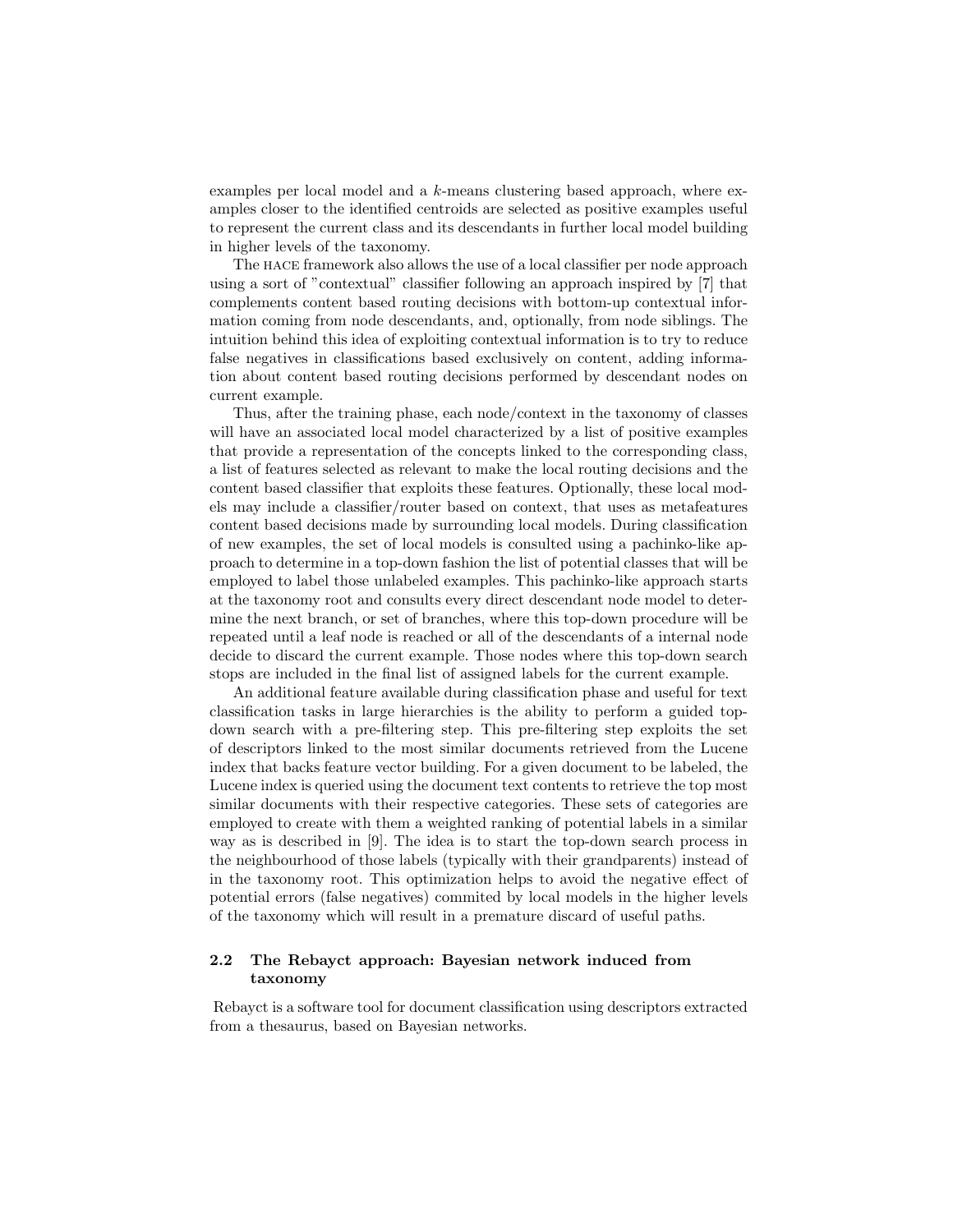examples per local model and a $k$-means clustering based approach, where examples closer to the identified centroids are selected as positive examples useful to represent the current class and its descendants in further local model building in higher levels of the taxonomy.

The HACE framework also allows the use of a local classifier per node approach using a sort of "contextual" classifier following an approach inspired by [7] that complements content based routing decisions with bottom-up contextual information coming from node descendants, and, optionally, from node siblings. The intuition behind this idea of exploiting contextual information is to try to reduce false negatives in classifications based exclusively on content, adding information about content based routing decisions performed by descendant nodes on current example.

Thus, after the training phase, each node/context in the taxonomy of classes will have an associated local model characterized by a list of positive examples that provide a representation of the concepts linked to the corresponding class, a list of features selected as relevant to make the local routing decisions and the content based classifier that exploits these features. Optionally, these local models may include a classifier/router based on context, that uses as metafeatures content based decisions made by surrounding local models. During classification of new examples, the set of local models is consulted using a pachinko-like approach to determine in a top-down fashion the list of potential classes that will be employed to label those unlabeled examples. This pachinko-like approach starts at the taxonomy root and consults every direct descendant node model to determine the next branch, or set of branches, where this top-down procedure will be repeated until a leaf node is reached or all of the descendants of a internal node decide to discard the current example. Those nodes where this top-down search stops are included in the final list of assigned labels for the current example.

An additional feature available during classification phase and useful for text classification tasks in large hierarchies is the ability to perform a guided top-down search with a pre-filtering step. This pre-filtering step exploits the set of descriptors linked to the most similar documents retrieved from the Lucene index that backs feature vector building. For a given document to be labeled, the Lucene index is queried using the document text contents to retrieve the top most similar documents with their respective categories. These sets of categories are employed to create with them a weighted ranking of potential labels in a similar way as is described in [9]. The idea is to start the top-down search process in the neighbourhood of those labels (typically with their grandparents) instead of in the taxonomy root. This optimization helps to avoid the negative effect of potential errors (false negatives) commited by local models in the higher levels of the taxonomy which will result in a premature discard of useful paths.

### 2.2 The Rebayct approach: Bayesian network induced from taxonomy

Rebayct is a software tool for document classification using descriptors extracted from a thesaurus, based on Bayesian networks.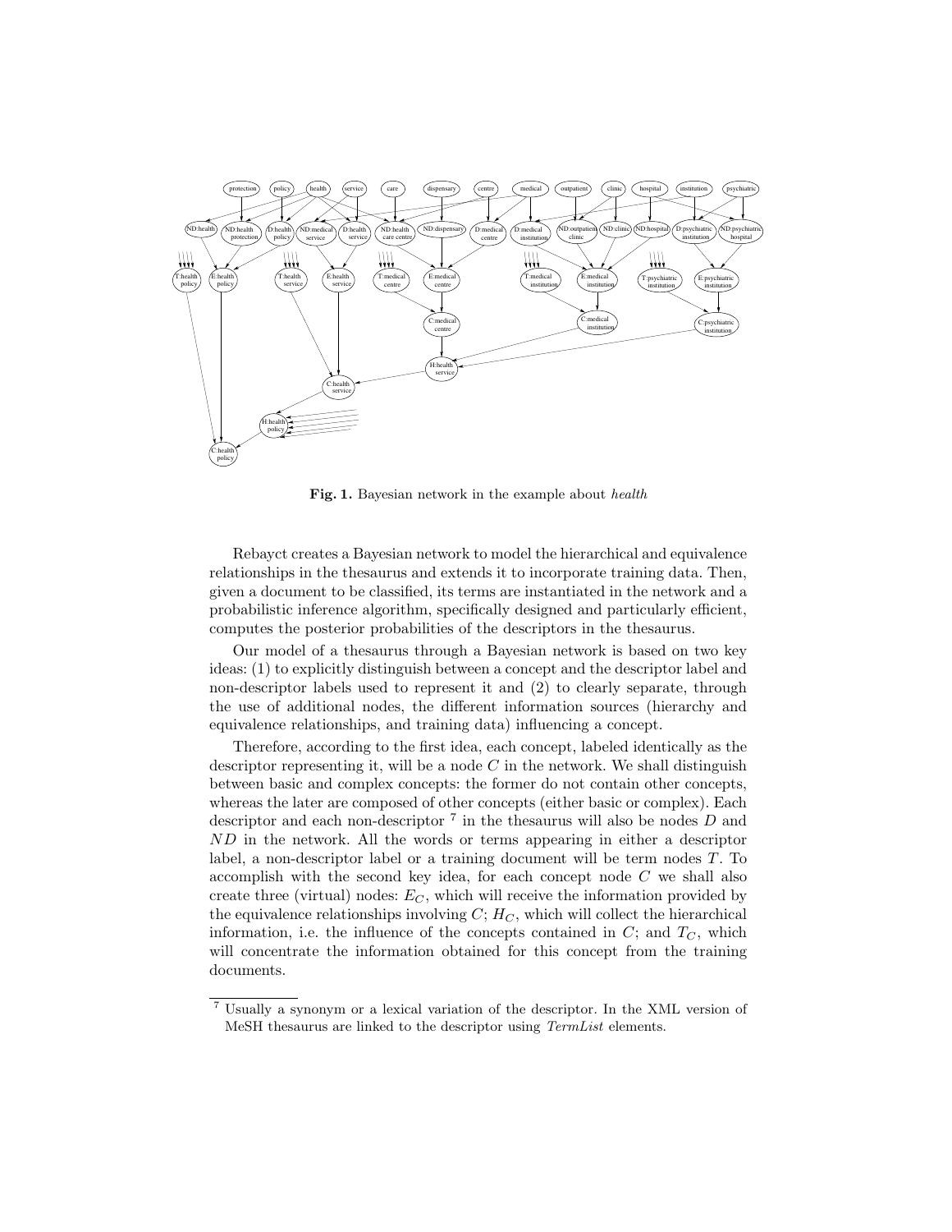**Fig. 1.** Bayesian network in the example about *health*

Rebayct creates a Bayesian network to model the hierarchical and equivalence relationships in the thesaurus and extends it to incorporate training data. Then, given a document to be classified, its terms are instantiated in the network and a probabilistic inference algorithm, specifically designed and particularly efficient, computes the posterior probabilities of the descriptors in the thesaurus.

Our model of a thesaurus through a Bayesian network is based on two key ideas: (1) to explicitly distinguish between a concept and the descriptor label and non-descriptor labels used to represent it and (2) to clearly separate, through the use of additional nodes, the different information sources (hierarchy and equivalence relationships, and training data) influencing a concept.

Therefore, according to the first idea, each concept, labeled identically as the descriptor representing it, will be a node $C$ in the network. We shall distinguish between basic and complex concepts: the former do not contain other concepts, whereas the later are composed of other concepts (either basic or complex). Each descriptor and each non-descriptor [7] in the thesaurus will also be nodes $D$ and $ND$ in the network. All the words or terms appearing in either a descriptor label, a non-descriptor label or a training document will be term nodes $T$. To accomplish with the second key idea, for each concept node $C$ we shall also create three (virtual) nodes: $E_C$, which will receive the information provided by the equivalence relationships involving $C$; $H_C$, which will collect the hierarchical information, i.e. the influence of the concepts contained in $C$; and $T_C$, which will concentrate the information obtained for this concept from the training documents.

---

[7] Usually a synonym or a lexical variation of the descriptor. In the XML version of MeSH thesaurus are linked to the descriptor using *TermList* elements.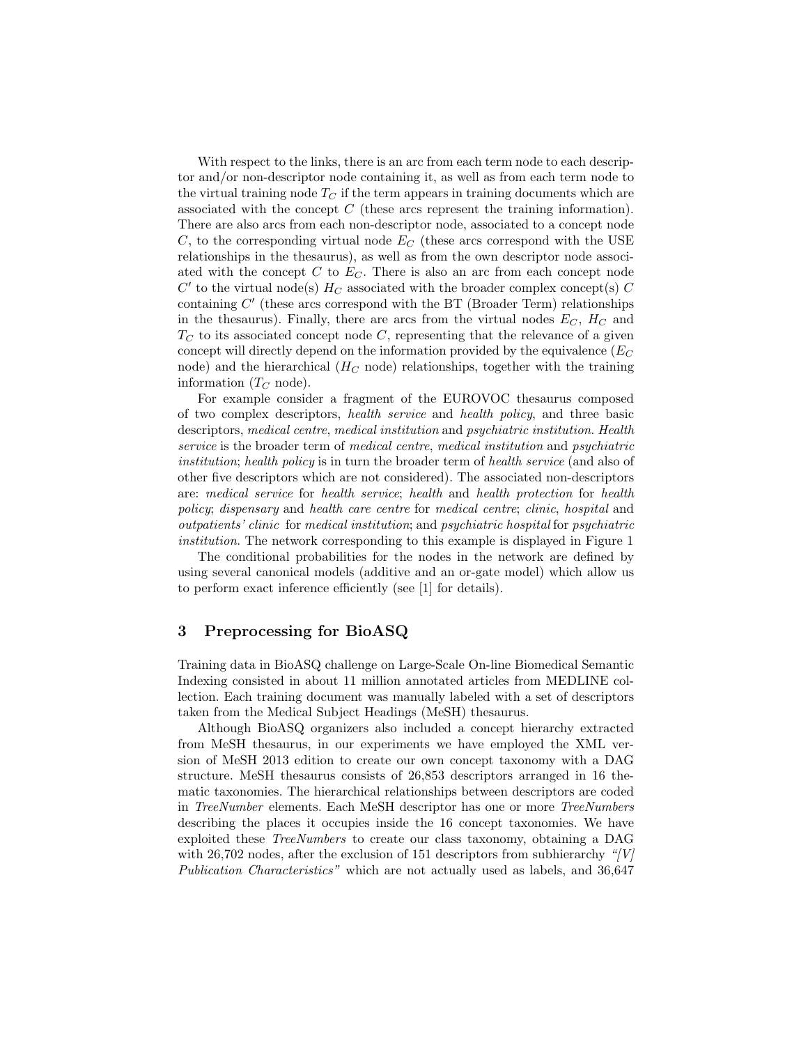With respect to the links, there is an arc from each term node to each descriptor and/or non-descriptor node containing it, as well as from each term node to the virtual training node $T_C$ if the term appears in training documents which are associated with the concept $C$ (these arcs represent the training information). There are also arcs from each non-descriptor node, associated to a concept node $C$, to the corresponding virtual node $E_C$ (these arcs correspond with the USE relationships in the thesaurus), as well as from the own descriptor node associated with the concept $C$ to $E_C$. There is also an arc from each concept node $C'$ to the virtual node(s) $H_C$ associated with the broader complex concept(s) $C$ containing $C'$ (these arcs correspond with the BT (Broader Term) relationships in the thesaurus). Finally, there are arcs from the virtual nodes $E_C$, $H_C$ and $T_C$ to its associated concept node $C$, representing that the relevance of a given concept will directly depend on the information provided by the equivalence ($E_C$ node) and the hierarchical ($H_C$ node) relationships, together with the training information ($T_C$ node).

For example consider a fragment of the EUROVOC thesaurus composed of two complex descriptors, *health service* and *health policy*, and three basic descriptors, *medical centre*, *medical institution* and *psychiatric institution*. *Health service* is the broader term of *medical centre*, *medical institution* and *psychiatric institution*; *health policy* is in turn the broader term of *health service* (and also of other five descriptors which are not considered). The associated non-descriptors are: *medical service* for *health service*; *health* and *health protection* for *health policy*; *dispensary* and *health care centre* for *medical centre*; *clinic*, *hospital* and *outpatients' clinic* for *medical institution*; and *psychiatric hospital* for *psychiatric institution*. The network corresponding to this example is displayed in Figure 1

The conditional probabilities for the nodes in the network are defined by using several canonical models (additive and an or-gate model) which allow us to perform exact inference efficiently (see [1] for details).

## 3 Preprocessing for BioASQ

Training data in BioASQ challenge on Large-Scale On-line Biomedical Semantic Indexing consisted in about 11 million annotated articles from MEDLINE collection. Each training document was manually labeled with a set of descriptors taken from the Medical Subject Headings (MeSH) thesaurus.

Although BioASQ organizers also included a concept hierarchy extracted from MeSH thesaurus, in our experiments we have employed the XML version of MeSH 2013 edition to create our own concept taxonomy with a DAG structure. MeSH thesaurus consists of 26,853 descriptors arranged in 16 thematic taxonomies. The hierarchical relationships between descriptors are coded in *TreeNumber* elements. Each MeSH descriptor has one or more *TreeNumbers* describing the places it occupies inside the 16 concept taxonomies. We have exploited these *TreeNumbers* to create our class taxonomy, obtaining a DAG with 26,702 nodes, after the exclusion of 151 descriptors from subhierarchy *"[V] Publication Characteristics"* which are not actually used as labels, and 36,647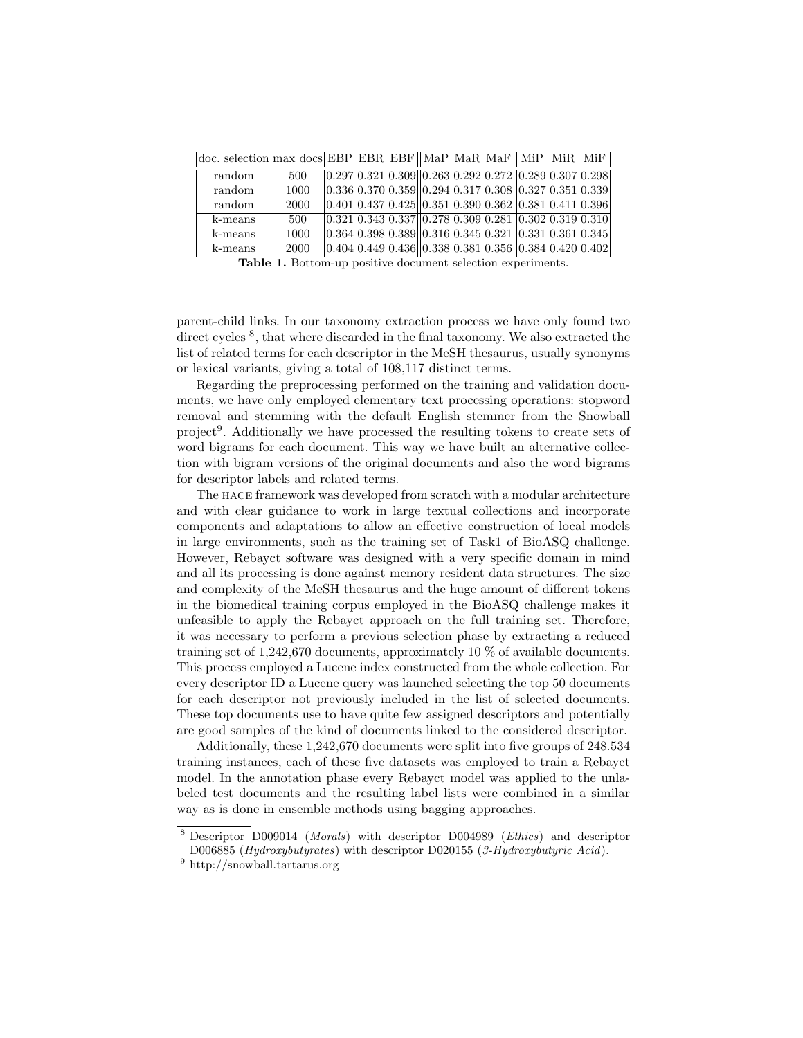| doc. selection | max docs | EBP | EBR | EBF | MaP | MaR | MaF | MiP | MiR | MiF |
|---|---|---|---|---|---|---|---|---|---|---|
| random | 500 | 0.297 | 0.321 | 0.309 | 0.263 | 0.292 | 0.272 | 0.289 | 0.307 | 0.298 |
| random | 1000 | 0.336 | 0.370 | 0.359 | 0.294 | 0.317 | 0.308 | 0.327 | 0.351 | 0.339 |
| random | 2000 | 0.401 | 0.437 | 0.425 | 0.351 | 0.390 | 0.362 | 0.381 | 0.411 | 0.396 |
| k-means | 500 | 0.321 | 0.343 | 0.337 | 0.278 | 0.309 | 0.281 | 0.302 | 0.319 | 0.310 |
| k-means | 1000 | 0.364 | 0.398 | 0.389 | 0.316 | 0.345 | 0.321 | 0.331 | 0.361 | 0.345 |
| k-means | 2000 | 0.404 | 0.449 | 0.436 | 0.338 | 0.381 | 0.356 | 0.384 | 0.420 | 0.402 |

**Table 1.** Bottom-up positive document selection experiments.

parent-child links. In our taxonomy extraction process we have only found two direct cycles [8], that where discarded in the final taxonomy. We also extracted the list of related terms for each descriptor in the MeSH thesaurus, usually synonyms or lexical variants, giving a total of 108,117 distinct terms.

Regarding the preprocessing performed on the training and validation documents, we have only employed elementary text processing operations: stopword removal and stemming with the default English stemmer from the Snowball project[9]. Additionally we have processed the resulting tokens to create sets of word bigrams for each document. This way we have built an alternative collection with bigram versions of the original documents and also the word bigrams for descriptor labels and related terms.

The HACE framework was developed from scratch with a modular architecture and with clear guidance to work in large textual collections and incorporate components and adaptations to allow an effective construction of local models in large environments, such as the training set of Task1 of BioASQ challenge. However, Rebayct software was designed with a very specific domain in mind and all its processing is done against memory resident data structures. The size and complexity of the MeSH thesaurus and the huge amount of different tokens in the biomedical training corpus employed in the BioASQ challenge makes it unfeasible to apply the Rebayct approach on the full training set. Therefore, it was necessary to perform a previous selection phase by extracting a reduced training set of 1,242,670 documents, approximately 10 % of available documents. This process employed a Lucene index constructed from the whole collection. For every descriptor ID a Lucene query was launched selecting the top 50 documents for each descriptor not previously included in the list of selected documents. These top documents use to have quite few assigned descriptors and potentially are good samples of the kind of documents linked to the considered descriptor.

Additionally, these 1,242,670 documents were split into five groups of 248.534 training instances, each of these five datasets was employed to train a Rebayct model. In the annotation phase every Rebayct model was applied to the unlabeled test documents and the resulting label lists were combined in a similar way as is done in ensemble methods using bagging approaches.

[8] Descriptor D009014 (*Morals*) with descriptor D004989 (*Ethics*) and descriptor D006885 (*Hydroxybutyrates*) with descriptor D020155 (*3-Hydroxybutyric Acid*).

[9] http://snowball.tartarus.org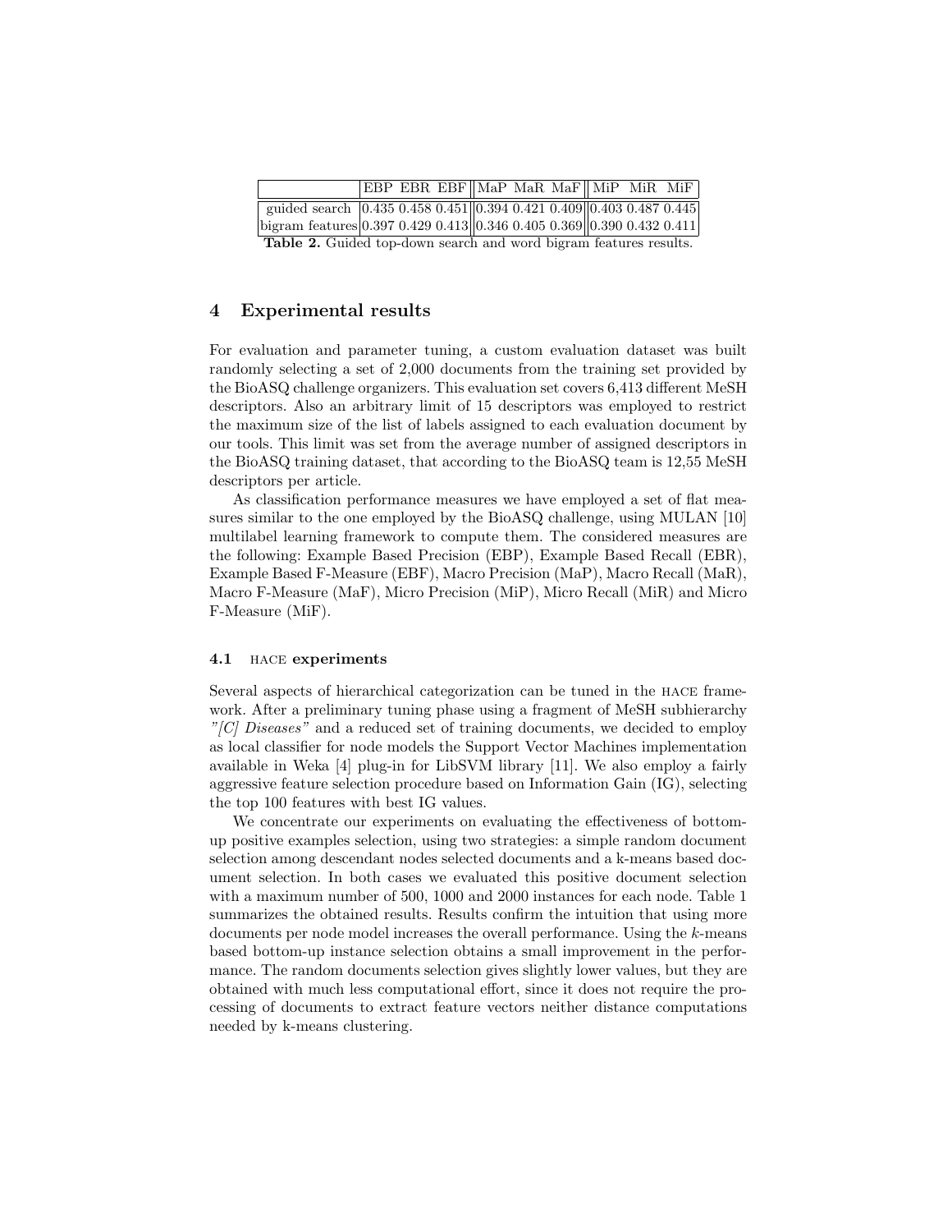| | EBP | EBR | EBF | MaP | MaR | MaF | MiP | MiR | MiF |
|---|---|---|---|---|---|---|---|---|---|
| guided search | 0.435 | 0.458 | 0.451 | 0.394 | 0.421 | 0.409 | 0.403 | 0.487 | 0.445 |
| bigram features | 0.397 | 0.429 | 0.413 | 0.346 | 0.405 | 0.369 | 0.390 | 0.432 | 0.411 |

**Table 2.** Guided top-down search and word bigram features results.

## 4 Experimental results

For evaluation and parameter tuning, a custom evaluation dataset was built randomly selecting a set of 2,000 documents from the training set provided by the BioASQ challenge organizers. This evaluation set covers 6,413 different MeSH descriptors. Also an arbitrary limit of 15 descriptors was employed to restrict the maximum size of the list of labels assigned to each evaluation document by our tools. This limit was set from the average number of assigned descriptors in the BioASQ training dataset, that according to the BioASQ team is 12,55 MeSH descriptors per article.

As classification performance measures we have employed a set of flat measures similar to the one employed by the BioASQ challenge, using MULAN [10] multilabel learning framework to compute them. The considered measures are the following: Example Based Precision (EBP), Example Based Recall (EBR), Example Based F-Measure (EBF), Macro Precision (MaP), Macro Recall (MaR), Macro F-Measure (MaF), Micro Precision (MiP), Micro Recall (MiR) and Micro F-Measure (MiF).

### 4.1 HACE experiments

Several aspects of hierarchical categorization can be tuned in the HACE framework. After a preliminary tuning phase using a fragment of MeSH subhierarchy *"[C] Diseases"* and a reduced set of training documents, we decided to employ as local classifier for node models the Support Vector Machines implementation available in Weka [4] plug-in for LibSVM library [11]. We also employ a fairly aggressive feature selection procedure based on Information Gain (IG), selecting the top 100 features with best IG values.

We concentrate our experiments on evaluating the effectiveness of bottom-up positive examples selection, using two strategies: a simple random document selection among descendant nodes selected documents and a k-means based document selection. In both cases we evaluated this positive document selection with a maximum number of 500, 1000 and 2000 instances for each node. Table 1 summarizes the obtained results. Results confirm the intuition that using more documents per node model increases the overall performance. Using the $k$-means based bottom-up instance selection obtains a small improvement in the performance. The random documents selection gives slightly lower values, but they are obtained with much less computational effort, since it does not require the processing of documents to extract feature vectors neither distance computations needed by k-means clustering.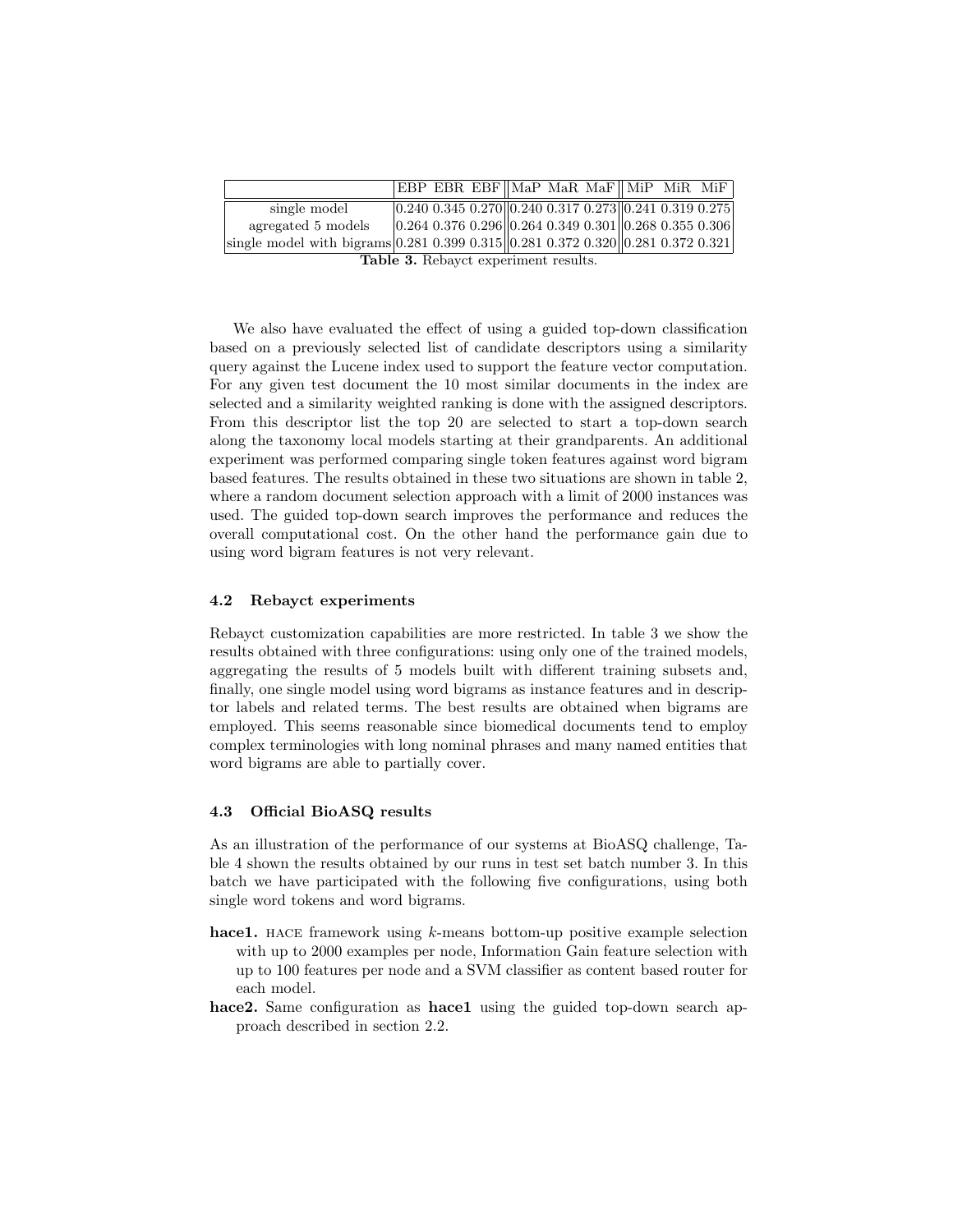| | EBP | EBR | EBF | MaP | MaR | MaF | MiP | MiR | MiF |
|---|---|---|---|---|---|---|---|---|---|
| single model | 0.240 | 0.345 | 0.270 | 0.240 | 0.317 | 0.273 | 0.241 | 0.319 | 0.275 |
| agregated 5 models | 0.264 | 0.376 | 0.296 | 0.264 | 0.349 | 0.301 | 0.268 | 0.355 | 0.306 |
| single model with bigrams | 0.281 | 0.399 | 0.315 | 0.281 | 0.372 | 0.320 | 0.281 | 0.372 | 0.321 |

**Table 3.** Rebayct experiment results.

We also have evaluated the effect of using a guided top-down classification based on a previously selected list of candidate descriptors using a similarity query against the Lucene index used to support the feature vector computation. For any given test document the 10 most similar documents in the index are selected and a similarity weighted ranking is done with the assigned descriptors. From this descriptor list the top 20 are selected to start a top-down search along the taxonomy local models starting at their grandparents. An additional experiment was performed comparing single token features against word bigram based features. The results obtained in these two situations are shown in table 2, where a random document selection approach with a limit of 2000 instances was used. The guided top-down search improves the performance and reduces the overall computational cost. On the other hand the performance gain due to using word bigram features is not very relevant.

### 4.2 Rebayct experiments

Rebayct customization capabilities are more restricted. In table 3 we show the results obtained with three configurations: using only one of the trained models, aggregating the results of 5 models built with different training subsets and, finally, one single model using word bigrams as instance features and in descriptor labels and related terms. The best results are obtained when bigrams are employed. This seems reasonable since biomedical documents tend to employ complex terminologies with long nominal phrases and many named entities that word bigrams are able to partially cover.

### 4.3 Official BioASQ results

As an illustration of the performance of our systems at BioASQ challenge, Table 4 shown the results obtained by our runs in test set batch number 3. In this batch we have participated with the following five configurations, using both single word tokens and word bigrams.

- **hace1.** HACE framework using $k$-means bottom-up positive example selection with up to 2000 examples per node, Information Gain feature selection with up to 100 features per node and a SVM classifier as content based router for each model.
- **hace2.** Same configuration as **hace1** using the guided top-down search approach described in section 2.2.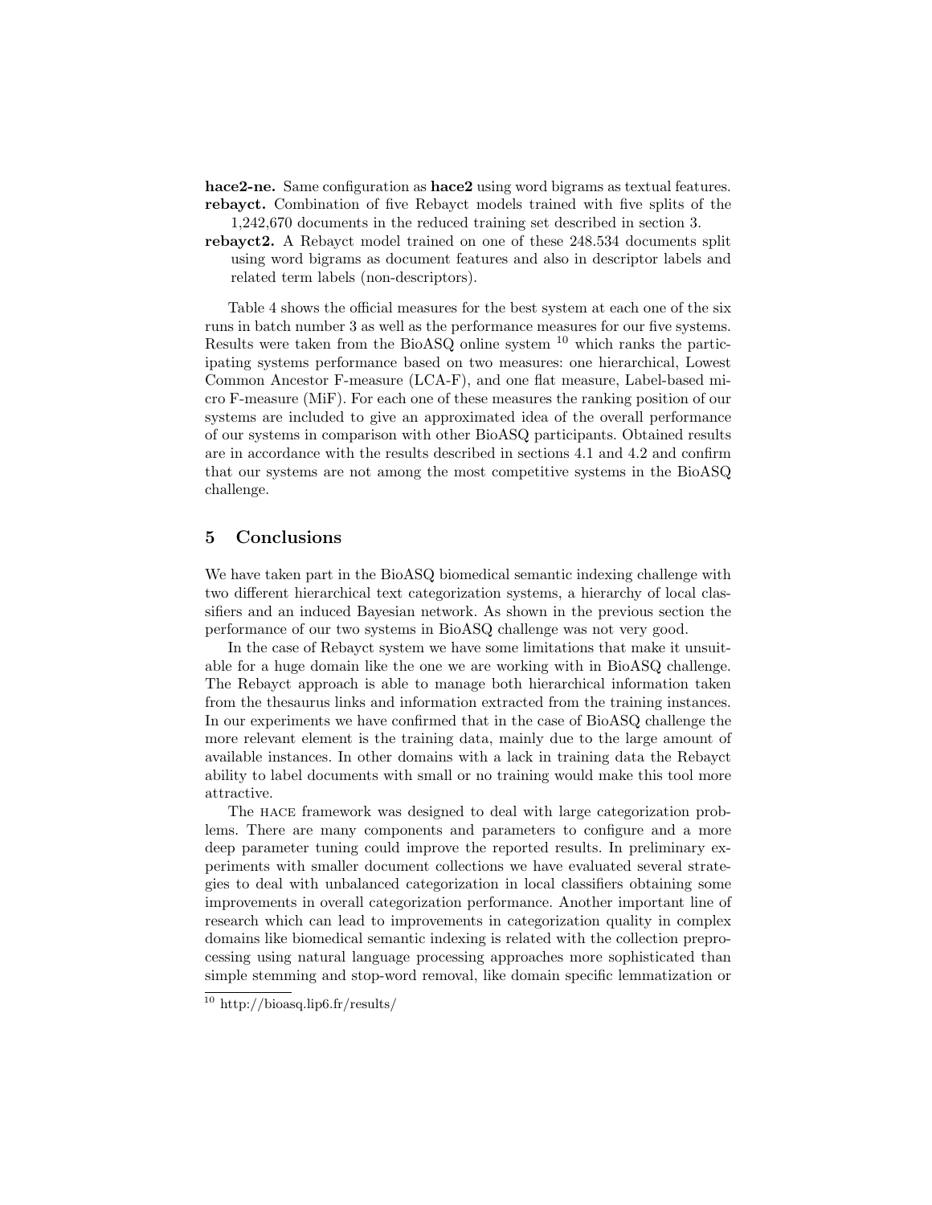**hace2-ne.** Same configuration as **hace2** using word bigrams as textual features.

**rebayct.** Combination of five Rebayct models trained with five splits of the 1,242,670 documents in the reduced training set described in section 3.

**rebayct2.** A Rebayct model trained on one of these 248.534 documents split using word bigrams as document features and also in descriptor labels and related term labels (non-descriptors).

Table 4 shows the official measures for the best system at each one of the six runs in batch number 3 as well as the performance measures for our five systems. Results were taken from the BioASQ online system [10] which ranks the participating systems performance based on two measures: one hierarchical, Lowest Common Ancestor F-measure (LCA-F), and one flat measure, Label-based micro F-measure (MiF). For each one of these measures the ranking position of our systems are included to give an approximated idea of the overall performance of our systems in comparison with other BioASQ participants. Obtained results are in accordance with the results described in sections 4.1 and 4.2 and confirm that our systems are not among the most competitive systems in the BioASQ challenge.

## 5 Conclusions

We have taken part in the BioASQ biomedical semantic indexing challenge with two different hierarchical text categorization systems, a hierarchy of local classifiers and an induced Bayesian network. As shown in the previous section the performance of our two systems in BioASQ challenge was not very good.

In the case of Rebayct system we have some limitations that make it unsuitable for a huge domain like the one we are working with in BioASQ challenge. The Rebayct approach is able to manage both hierarchical information taken from the thesaurus links and information extracted from the training instances. In our experiments we have confirmed that in the case of BioASQ challenge the more relevant element is the training data, mainly due to the large amount of available instances. In other domains with a lack in training data the Rebayct ability to label documents with small or no training would make this tool more attractive.

The HACE framework was designed to deal with large categorization problems. There are many components and parameters to configure and a more deep parameter tuning could improve the reported results. In preliminary experiments with smaller document collections we have evaluated several strategies to deal with unbalanced categorization in local classifiers obtaining some improvements in overall categorization performance. Another important line of research which can lead to improvements in categorization quality in complex domains like biomedical semantic indexing is related with the collection preprocessing using natural language processing approaches more sophisticated than simple stemming and stop-word removal, like domain specific lemmatization or

[10] http://bioasq.lip6.fr/results/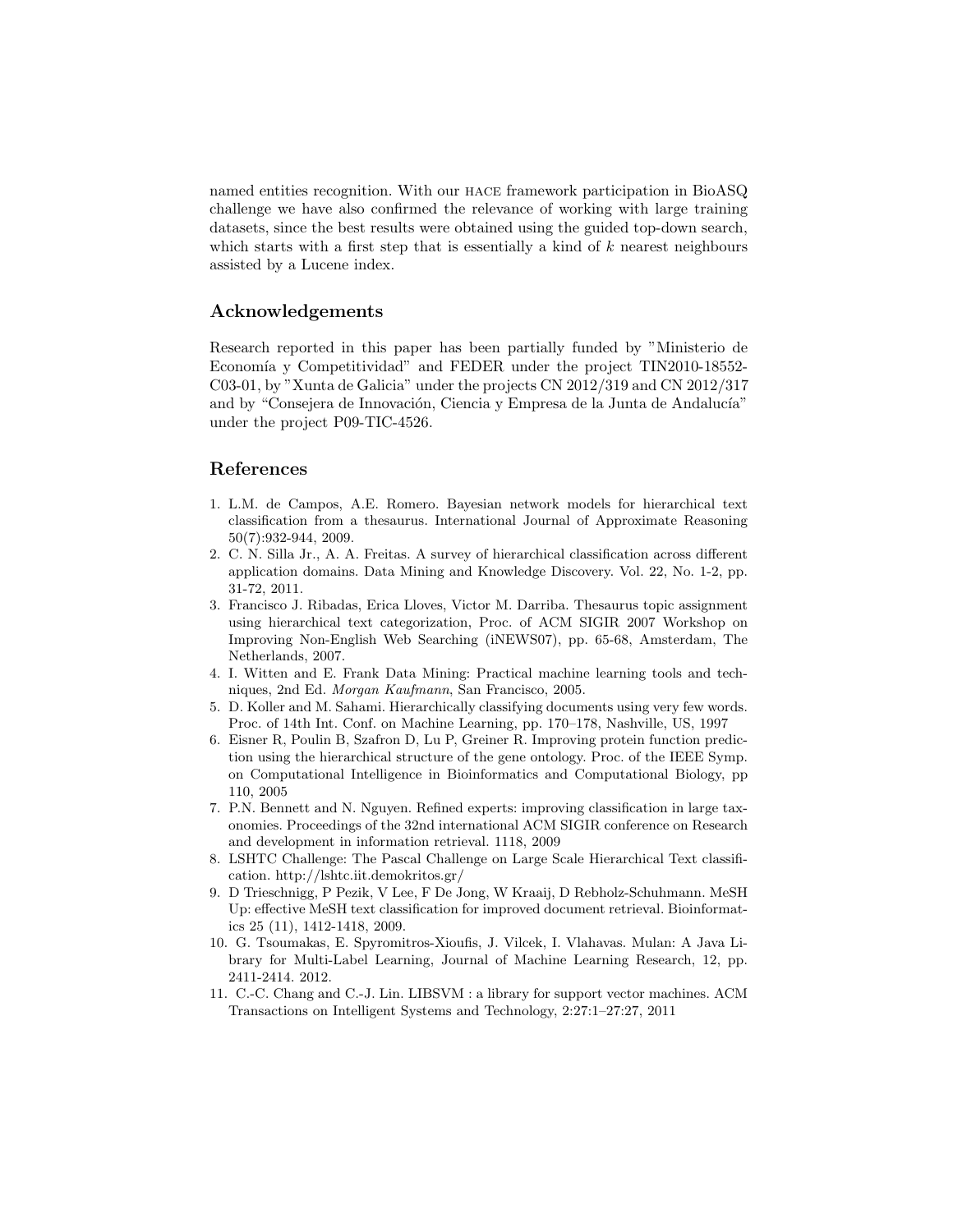named entities recognition. With our HACE framework participation in BioASQ challenge we have also confirmed the relevance of working with large training datasets, since the best results were obtained using the guided top-down search, which starts with a first step that is essentially a kind of $k$ nearest neighbours assisted by a Lucene index.

## Acknowledgements

Research reported in this paper has been partially funded by "Ministerio de Economía y Competitividad" and FEDER under the project TIN2010-18552-C03-01, by "Xunta de Galicia" under the projects CN 2012/319 and CN 2012/317 and by "Consejera de Innovación, Ciencia y Empresa de la Junta de Andalucía" under the project P09-TIC-4526.

## References

1. L.M. de Campos, A.E. Romero. Bayesian network models for hierarchical text classification from a thesaurus. International Journal of Approximate Reasoning 50(7):932-944, 2009.
2. C. N. Silla Jr., A. A. Freitas. A survey of hierarchical classification across different application domains. Data Mining and Knowledge Discovery. Vol. 22, No. 1-2, pp. 31-72, 2011.
3. Francisco J. Ribadas, Erica Lloves, Victor M. Darriba. Thesaurus topic assignment using hierarchical text categorization, Proc. of ACM SIGIR 2007 Workshop on Improving Non-English Web Searching (iNEWS07), pp. 65-68, Amsterdam, The Netherlands, 2007.
4. I. Witten and E. Frank Data Mining: Practical machine learning tools and techniques, 2nd Ed. *Morgan Kaufmann*, San Francisco, 2005.
5. D. Koller and M. Sahami. Hierarchically classifying documents using very few words. Proc. of 14th Int. Conf. on Machine Learning, pp. 170–178, Nashville, US, 1997
6. Eisner R, Poulin B, Szafron D, Lu P, Greiner R. Improving protein function prediction using the hierarchical structure of the gene ontology. Proc. of the IEEE Symp. on Computational Intelligence in Bioinformatics and Computational Biology, pp 110, 2005
7. P.N. Bennett and N. Nguyen. Refined experts: improving classification in large taxonomies. Proceedings of the 32nd international ACM SIGIR conference on Research and development in information retrieval. 1118, 2009
8. LSHTC Challenge: The Pascal Challenge on Large Scale Hierarchical Text classification. http://lshtc.iit.demokritos.gr/
9. D Trieschnigg, P Pezik, V Lee, F De Jong, W Kraaij, D Rebholz-Schuhmann. MeSH Up: effective MeSH text classification for improved document retrieval. Bioinformatics 25 (11), 1412-1418, 2009.
10. G. Tsoumakas, E. Spyromitros-Xioufis, J. Vilcek, I. Vlahavas. Mulan: A Java Library for Multi-Label Learning, Journal of Machine Learning Research, 12, pp. 2411-2414. 2012.
11. C.-C. Chang and C.-J. Lin. LIBSVM : a library for support vector machines. ACM Transactions on Intelligent Systems and Technology, 2:27:1–27:27, 2011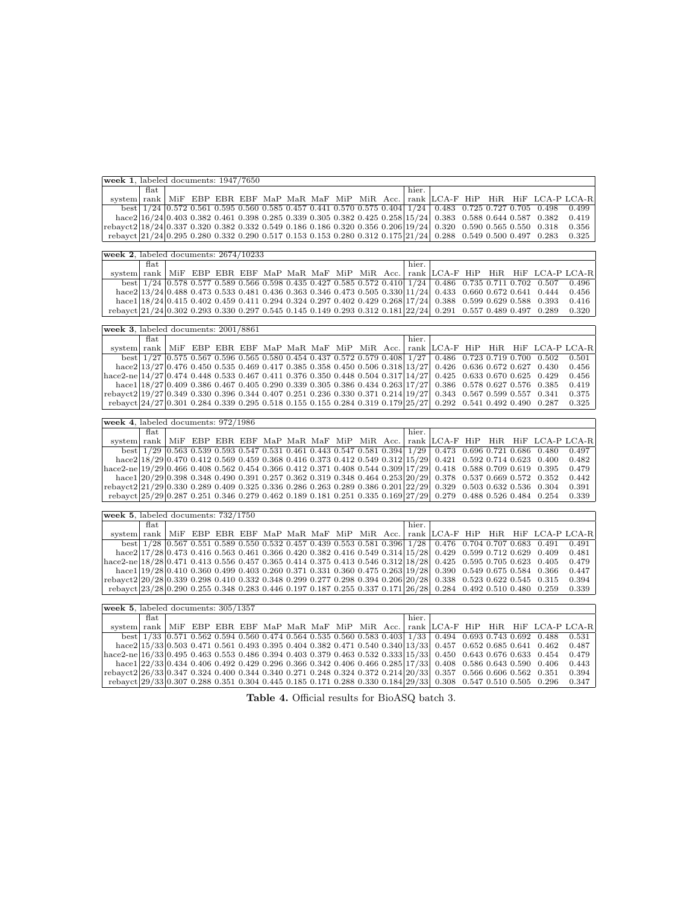| **week 1**, labeled documents: 1947/7650 | | | | | | | | | | | | | | | | | | | |
|---|---|---|---|---|---|---|---|---|---|---|---|---|---|---|---|---|---|---|---|
| system | flat rank | MiF | EBP | EBR | EBF | MaP | MaR | MaF | MiP | MiR | Acc. | hier. rank | LCA-F | HiP | HiR | HiF | LCA-P | LCA-R |
| best | 1/24 | 0.572 | 0.561 | 0.595 | 0.560 | 0.585 | 0.457 | 0.441 | 0.570 | 0.575 | 0.404 | 1/24 | 0.483 | 0.725 | 0.727 | 0.705 | 0.498 | 0.499 |
| hace2 | 16/24 | 0.403 | 0.382 | 0.461 | 0.398 | 0.285 | 0.339 | 0.305 | 0.382 | 0.425 | 0.258 | 15/24 | 0.383 | 0.588 | 0.644 | 0.587 | 0.382 | 0.419 |
| rebayct2 | 18/24 | 0.337 | 0.320 | 0.382 | 0.332 | 0.549 | 0.186 | 0.186 | 0.320 | 0.356 | 0.206 | 19/24 | 0.320 | 0.590 | 0.565 | 0.550 | 0.318 | 0.356 |
| rebayct | 21/24 | 0.295 | 0.280 | 0.332 | 0.290 | 0.517 | 0.153 | 0.153 | 0.280 | 0.312 | 0.175 | 21/24 | 0.288 | 0.549 | 0.500 | 0.497 | 0.283 | 0.325 |

| **week 2**, labeled documents: 2674/10233 | | | | | | | | | | | | | | | | | |
|---|---|---|---|---|---|---|---|---|---|---|---|---|---|---|---|---|---|
| system | flat rank | MiF | EBP | EBR | EBF | MaP | MaR | MaF | MiP | MiR | Acc. | hier. rank | LCA-F | HiP | HiR | HiF | LCA-P | LCA-R |
| best | 1/24 | 0.578 | 0.577 | 0.589 | 0.566 | 0.598 | 0.435 | 0.427 | 0.585 | 0.572 | 0.410 | 1/24 | 0.486 | 0.735 | 0.711 | 0.702 | 0.507 | 0.496 |
| hace2 | 13/24 | 0.488 | 0.473 | 0.533 | 0.481 | 0.436 | 0.363 | 0.346 | 0.473 | 0.505 | 0.330 | 11/24 | 0.433 | 0.660 | 0.672 | 0.641 | 0.444 | 0.456 |
| hace1 | 18/24 | 0.415 | 0.402 | 0.459 | 0.411 | 0.294 | 0.324 | 0.297 | 0.402 | 0.429 | 0.268 | 17/24 | 0.388 | 0.599 | 0.629 | 0.588 | 0.393 | 0.416 |
| rebayct | 21/24 | 0.302 | 0.293 | 0.330 | 0.297 | 0.545 | 0.145 | 0.149 | 0.293 | 0.312 | 0.181 | 22/24 | 0.291 | 0.557 | 0.489 | 0.497 | 0.289 | 0.320 |

| **week 3**, labeled documents: 2001/8861 | | | | | | | | | | | | | | | | | |
|---|---|---|---|---|---|---|---|---|---|---|---|---|---|---|---|---|---|
| system | flat rank | MiF | EBP | EBR | EBF | MaP | MaR | MaF | MiP | MiR | Acc. | hier. rank | LCA-F | HiP | HiR | HiF | LCA-P | LCA-R |
| best | 1/27 | 0.575 | 0.567 | 0.596 | 0.565 | 0.580 | 0.454 | 0.437 | 0.572 | 0.579 | 0.408 | 1/27 | 0.486 | 0.723 | 0.719 | 0.700 | 0.502 | 0.501 |
| hace2 | 13/27 | 0.476 | 0.450 | 0.535 | 0.469 | 0.417 | 0.385 | 0.358 | 0.450 | 0.506 | 0.318 | 13/27 | 0.426 | 0.636 | 0.672 | 0.627 | 0.430 | 0.456 |
| hace2-ne | 14/27 | 0.474 | 0.448 | 0.533 | 0.467 | 0.411 | 0.376 | 0.350 | 0.448 | 0.504 | 0.317 | 14/27 | 0.425 | 0.633 | 0.670 | 0.625 | 0.429 | 0.456 |
| hace1 | 18/27 | 0.409 | 0.386 | 0.467 | 0.405 | 0.290 | 0.339 | 0.305 | 0.386 | 0.434 | 0.263 | 17/27 | 0.386 | 0.578 | 0.627 | 0.576 | 0.385 | 0.419 |
| rebayct2 | 19/27 | 0.349 | 0.330 | 0.396 | 0.344 | 0.407 | 0.251 | 0.236 | 0.330 | 0.371 | 0.214 | 19/27 | 0.343 | 0.567 | 0.599 | 0.557 | 0.341 | 0.375 |
| rebayct | 24/27 | 0.301 | 0.284 | 0.339 | 0.295 | 0.518 | 0.155 | 0.155 | 0.284 | 0.319 | 0.179 | 25/27 | 0.292 | 0.541 | 0.492 | 0.490 | 0.287 | 0.325 |

| **week 4**, labeled documents: 972/1986 | | | | | | | | | | | | | | | | | |
|---|---|---|---|---|---|---|---|---|---|---|---|---|---|---|---|---|---|
| system | flat rank | MiF | EBP | EBR | EBF | MaP | MaR | MaF | MiP | MiR | Acc. | hier. rank | LCA-F | HiP | HiR | HiF | LCA-P | LCA-R |
| best | 1/29 | 0.563 | 0.539 | 0.593 | 0.547 | 0.531 | 0.461 | 0.443 | 0.547 | 0.581 | 0.394 | 1/29 | 0.473 | 0.696 | 0.721 | 0.686 | 0.480 | 0.497 |
| hace2 | 18/29 | 0.470 | 0.412 | 0.569 | 0.459 | 0.368 | 0.416 | 0.373 | 0.412 | 0.549 | 0.312 | 15/29 | 0.421 | 0.592 | 0.714 | 0.623 | 0.400 | 0.482 |
| hace2-ne | 19/29 | 0.466 | 0.408 | 0.562 | 0.454 | 0.366 | 0.412 | 0.371 | 0.408 | 0.544 | 0.309 | 17/29 | 0.418 | 0.588 | 0.709 | 0.619 | 0.395 | 0.479 |
| hace1 | 20/29 | 0.398 | 0.348 | 0.490 | 0.391 | 0.257 | 0.362 | 0.319 | 0.348 | 0.464 | 0.253 | 20/29 | 0.378 | 0.537 | 0.669 | 0.572 | 0.352 | 0.442 |
| rebayct2 | 21/29 | 0.330 | 0.289 | 0.409 | 0.325 | 0.336 | 0.286 | 0.263 | 0.289 | 0.386 | 0.201 | 22/29 | 0.329 | 0.503 | 0.632 | 0.536 | 0.304 | 0.391 |
| rebayct | 25/29 | 0.287 | 0.251 | 0.346 | 0.279 | 0.462 | 0.189 | 0.181 | 0.251 | 0.335 | 0.169 | 27/29 | 0.279 | 0.488 | 0.526 | 0.484 | 0.254 | 0.339 |

| **week 5**, labeled documents: 732/1750 | | | | | | | | | | | | | | | | | |
|---|---|---|---|---|---|---|---|---|---|---|---|---|---|---|---|---|---|
| system | flat rank | MiF | EBP | EBR | EBF | MaP | MaR | MaF | MiP | MiR | Acc. | hier. rank | LCA-F | HiP | HiR | HiF | LCA-P | LCA-R |
| best | 1/28 | 0.567 | 0.551 | 0.589 | 0.550 | 0.532 | 0.457 | 0.439 | 0.553 | 0.581 | 0.396 | 1/28 | 0.476 | 0.704 | 0.707 | 0.683 | 0.491 | 0.491 |
| hace2 | 17/28 | 0.473 | 0.416 | 0.563 | 0.461 | 0.366 | 0.420 | 0.382 | 0.416 | 0.549 | 0.314 | 15/28 | 0.429 | 0.599 | 0.712 | 0.629 | 0.409 | 0.481 |
| hace2-ne | 18/28 | 0.471 | 0.413 | 0.556 | 0.457 | 0.365 | 0.414 | 0.375 | 0.413 | 0.546 | 0.312 | 18/28 | 0.425 | 0.595 | 0.705 | 0.623 | 0.405 | 0.479 |
| hace1 | 19/28 | 0.410 | 0.360 | 0.499 | 0.403 | 0.260 | 0.371 | 0.331 | 0.360 | 0.475 | 0.263 | 19/28 | 0.390 | 0.549 | 0.675 | 0.584 | 0.366 | 0.447 |
| rebayct2 | 20/28 | 0.339 | 0.298 | 0.410 | 0.332 | 0.348 | 0.299 | 0.277 | 0.298 | 0.394 | 0.206 | 20/28 | 0.338 | 0.523 | 0.622 | 0.545 | 0.315 | 0.394 |
| rebayct | 23/28 | 0.290 | 0.255 | 0.348 | 0.283 | 0.446 | 0.197 | 0.187 | 0.255 | 0.337 | 0.171 | 26/28 | 0.284 | 0.492 | 0.510 | 0.480 | 0.259 | 0.339 |

| **week 5**, labeled documents: 305/1357 | | | | | | | | | | | | | | | | | |
|---|---|---|---|---|---|---|---|---|---|---|---|---|---|---|---|---|---|
| system | flat rank | MiF | EBP | EBR | EBF | MaP | MaR | MaF | MiP | MiR | Acc. | hier. rank | LCA-F | HiP | HiR | HiF | LCA-P | LCA-R |
| best | 1/33 | 0.571 | 0.562 | 0.594 | 0.560 | 0.474 | 0.564 | 0.535 | 0.560 | 0.583 | 0.403 | 1/33 | 0.494 | 0.693 | 0.743 | 0.692 | 0.488 | 0.531 |
| hace2 | 15/33 | 0.503 | 0.471 | 0.561 | 0.493 | 0.395 | 0.404 | 0.382 | 0.471 | 0.540 | 0.340 | 13/33 | 0.457 | 0.652 | 0.685 | 0.641 | 0.462 | 0.487 |
| hace2-ne | 16/33 | 0.495 | 0.463 | 0.553 | 0.486 | 0.394 | 0.403 | 0.379 | 0.463 | 0.532 | 0.333 | 15/33 | 0.450 | 0.643 | 0.676 | 0.633 | 0.454 | 0.479 |
| hace1 | 22/33 | 0.434 | 0.406 | 0.492 | 0.429 | 0.296 | 0.366 | 0.342 | 0.406 | 0.466 | 0.285 | 17/33 | 0.408 | 0.586 | 0.643 | 0.590 | 0.406 | 0.443 |
| rebayct2 | 26/33 | 0.347 | 0.324 | 0.400 | 0.344 | 0.340 | 0.271 | 0.248 | 0.324 | 0.372 | 0.214 | 20/33 | 0.357 | 0.566 | 0.606 | 0.562 | 0.351 | 0.394 |
| rebayct | 29/33 | 0.307 | 0.288 | 0.351 | 0.304 | 0.445 | 0.185 | 0.171 | 0.288 | 0.330 | 0.184 | 29/33 | 0.308 | 0.547 | 0.510 | 0.505 | 0.296 | 0.347 |

**Table 4.** Official results for BioASQ batch 3.